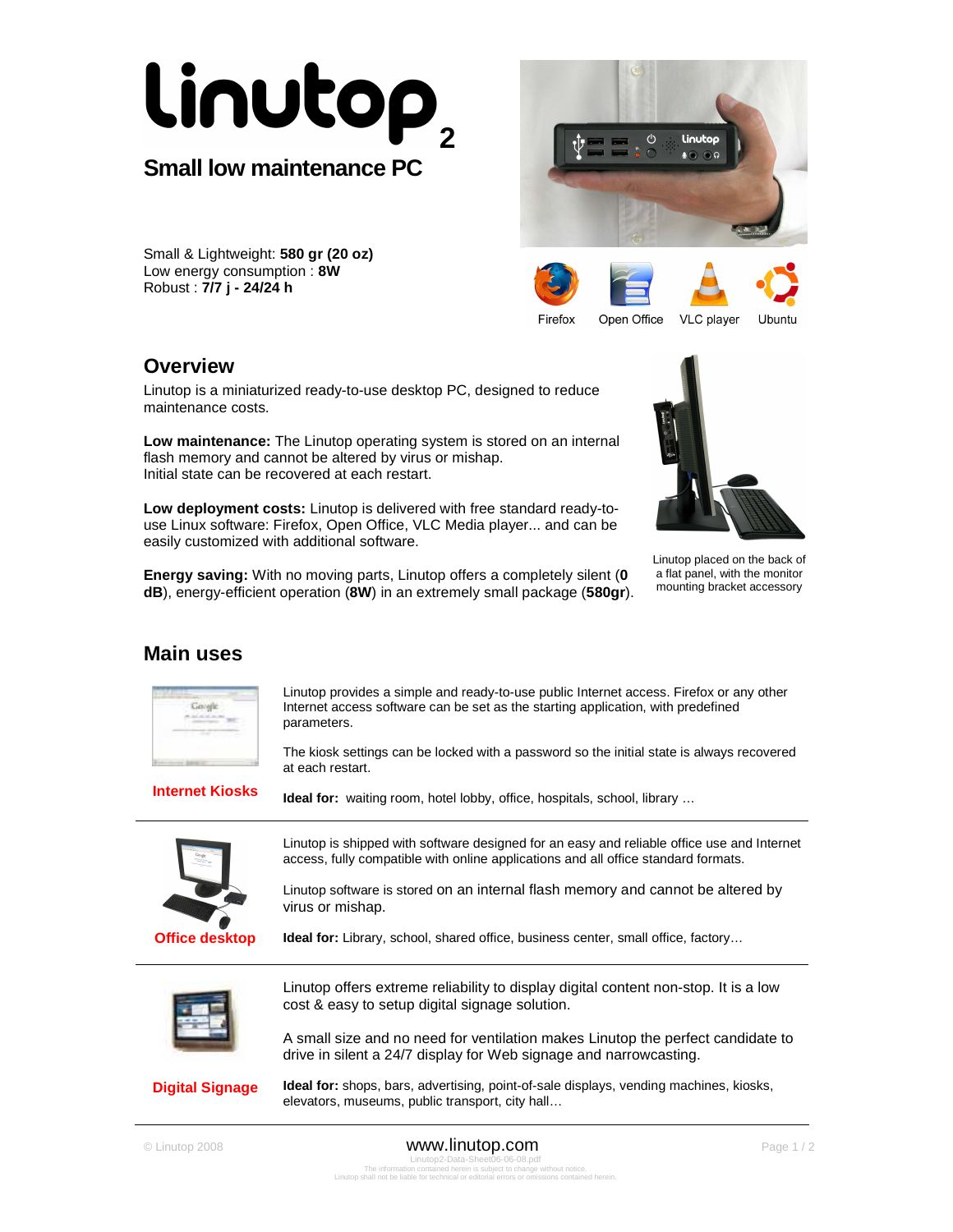# linutop 2

## Small low maintenance PC

Small & Lightweight: **580 gr (20 oz)**
Low energy consumption : **8W**
Robust : **7/7 j - 24/24 h**

Firefox Open Office VLC player Ubuntu

## Overview

Linutop is a miniaturized ready-to-use desktop PC, designed to reduce maintenance costs.

**Low maintenance:** The Linutop operating system is stored on an internal flash memory and cannot be altered by virus or mishap.
Initial state can be recovered at each restart.

**Low deployment costs:** Linutop is delivered with free standard ready-to-use Linux software: Firefox, Open Office, VLC Media player... and can be easily customized with additional software.

**Energy saving:** With no moving parts, Linutop offers a completely silent (**0 dB**), energy-efficient operation (**8W**) in an extremely small package (**580gr**).

Linutop placed on the back of a flat panel, with the monitor mounting bracket accessory

## Main uses

### Internet Kiosks

Linutop provides a simple and ready-to-use public Internet access. Firefox or any other Internet access software can be set as the starting application, with predefined parameters.

The kiosk settings can be locked with a password so the initial state is always recovered at each restart.

**Ideal for:** waiting room, hotel lobby, office, hospitals, school, library …

### Office desktop

Linutop is shipped with software designed for an easy and reliable office use and Internet access, fully compatible with online applications and all office standard formats.

Linutop software is stored on an internal flash memory and cannot be altered by virus or mishap.

**Ideal for:** Library, school, shared office, business center, small office, factory…

### Digital Signage

Linutop offers extreme reliability to display digital content non-stop. It is a low cost & easy to setup digital signage solution.

A small size and no need for ventilation makes Linutop the perfect candidate to drive in silent a 24/7 display for Web signage and narrowcasting.

**Ideal for:** shops, bars, advertising, point-of-sale displays, vending machines, kiosks, elevators, museums, public transport, city hall…

© Linutop 2008

www.linutop.com

Linutop2-Data-Sheet06-06-08.pdf
The information contained herein is subject to change without notice.
Linutop shall not be liable for technical or editorial errors or omissions contained herein.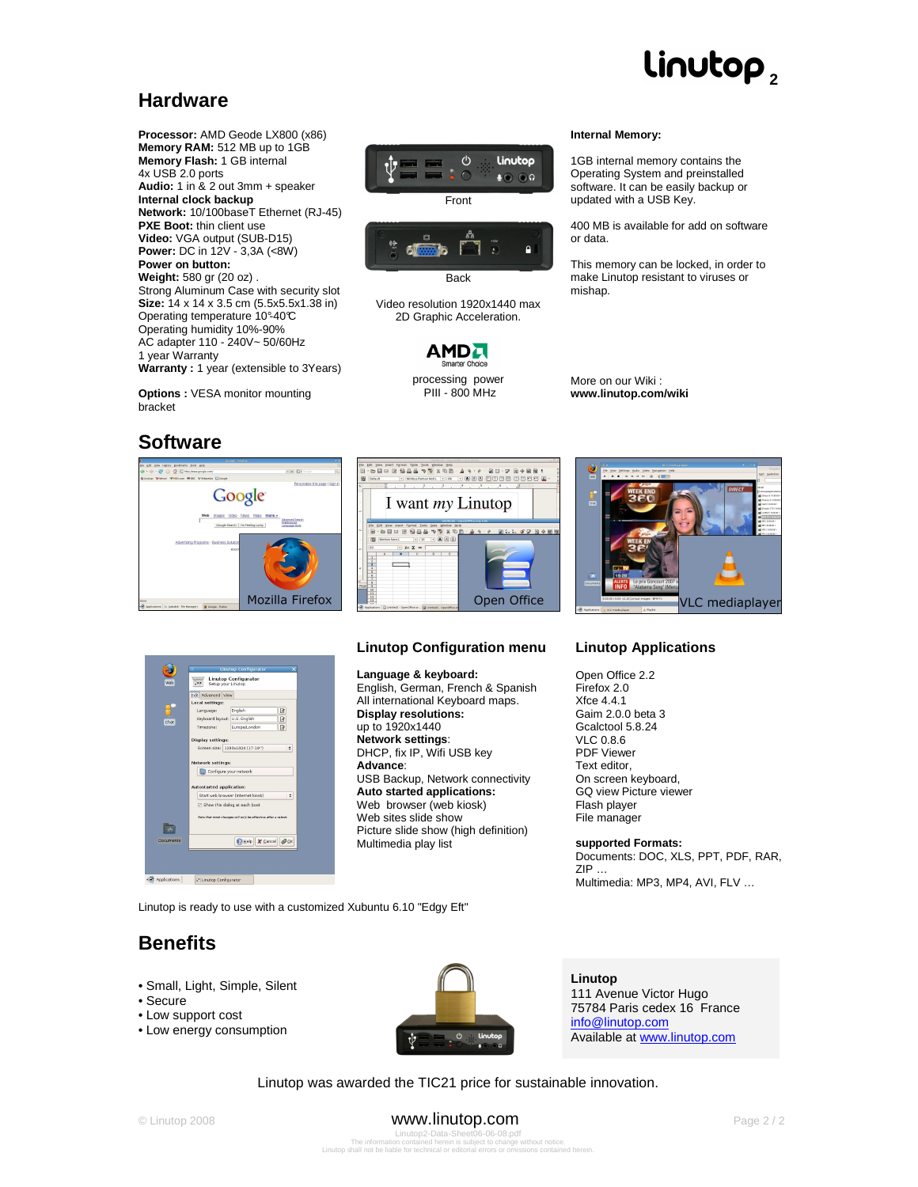## Hardware

**Processor:** AMD Geode LX800 (x86)
**Memory RAM:** 512 MB up to 1GB
**Memory Flash:** 1 GB internal
4x USB 2.0 ports
**Audio:** 1 in & 2 out 3mm + speaker
**Internal clock backup**
**Network:** 10/100baseT Ethernet (RJ-45)
**PXE Boot:** thin client use
**Video:** VGA output (SUB-D15)
**Power:** DC in 12V - 3,3A (<8W)
**Power on button:**
**Weight:** 580 gr (20 oz) .
Strong Aluminum Case with security slot
**Size:** 14 x 14 x 3.5 cm (5.5x5.5x1.38 in)
Operating temperature 10°-40°C
Operating humidity 10%-90%
AC adapter 110 - 240V~ 50/60Hz
1 year Warranty
**Warranty :** 1 year (extensible to 3Years)

**Options :** VESA monitor mounting bracket

Front

Back

Video resolution 1920x1440 max
2D Graphic Acceleration.

processing power
PIII - 800 MHz

**Internal Memory:**

1GB internal memory contains the Operating System and preinstalled software. It can be easily backup or updated with a USB Key.

400 MB is available for add on software or data.

This memory can be locked, in order to make Linutop resistant to viruses or mishap.

More on our Wiki :
**www.linutop.com/wiki**

## Software

Mozilla Firefox

Open Office

VLC mediaplayer

### Linutop Configuration menu

**Language & keyboard:**
English, German, French & Spanish
All international Keyboard maps.
**Display resolutions:**
up to 1920x1440
**Network settings**:
DHCP, fix IP, Wifi USB key
**Advance**:
USB Backup, Network connectivity
**Auto started applications:**
Web browser (web kiosk)
Web sites slide show
Picture slide show (high definition)
Multimedia play list

### Linutop Applications

Open Office 2.2
Firefox 2.0
Xfce 4.4.1
Gaim 2.0.0 beta 3
Gcalctool 5.8.24
VLC 0.8.6
PDF Viewer
Text editor,
On screen keyboard,
GQ view Picture viewer
Flash player
File manager

**supported Formats:**
Documents: DOC, XLS, PPT, PDF, RAR, ZIP …
Multimedia: MP3, MP4, AVI, FLV …

Linutop is ready to use with a customized Xubuntu 6.10 "Edgy Eft"

## Benefits

- Small, Light, Simple, Silent
- Secure
- Low support cost
- Low energy consumption

**Linutop**
111 Avenue Victor Hugo
75784 Paris cedex 16 France
info@linutop.com
Available at www.linutop.com

Linutop was awarded the TIC21 price for sustainable innovation.

© Linutop 2008

www.linutop.com

Linutop2-Data-Sheet06-06-08.pdf
The information contained herein is subject to change without notice.
Linutop shall not be liable for technical or editorial errors or omissions contained herein.